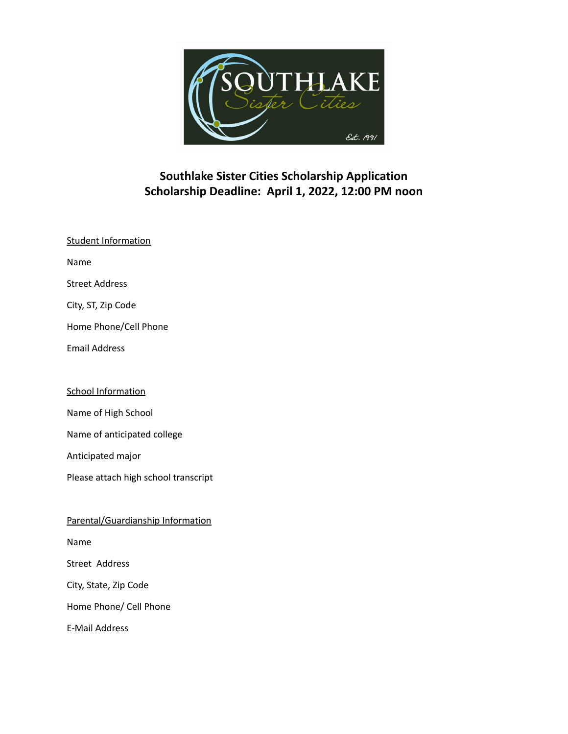# Southlake Sister Cities Scholarship Application

## Scholarship Deadline: April 1, 2022, 12:00 PM noon

Student Information

Name

Street Address

City, ST, Zip Code

Home Phone/Cell Phone

Email Address

School Information

Name of High School

Name of anticipated college

Anticipated major

Please attach high school transcript

Parental/Guardianship Information

Name

Street Address

City, State, Zip Code

Home Phone/ Cell Phone

E-Mail Address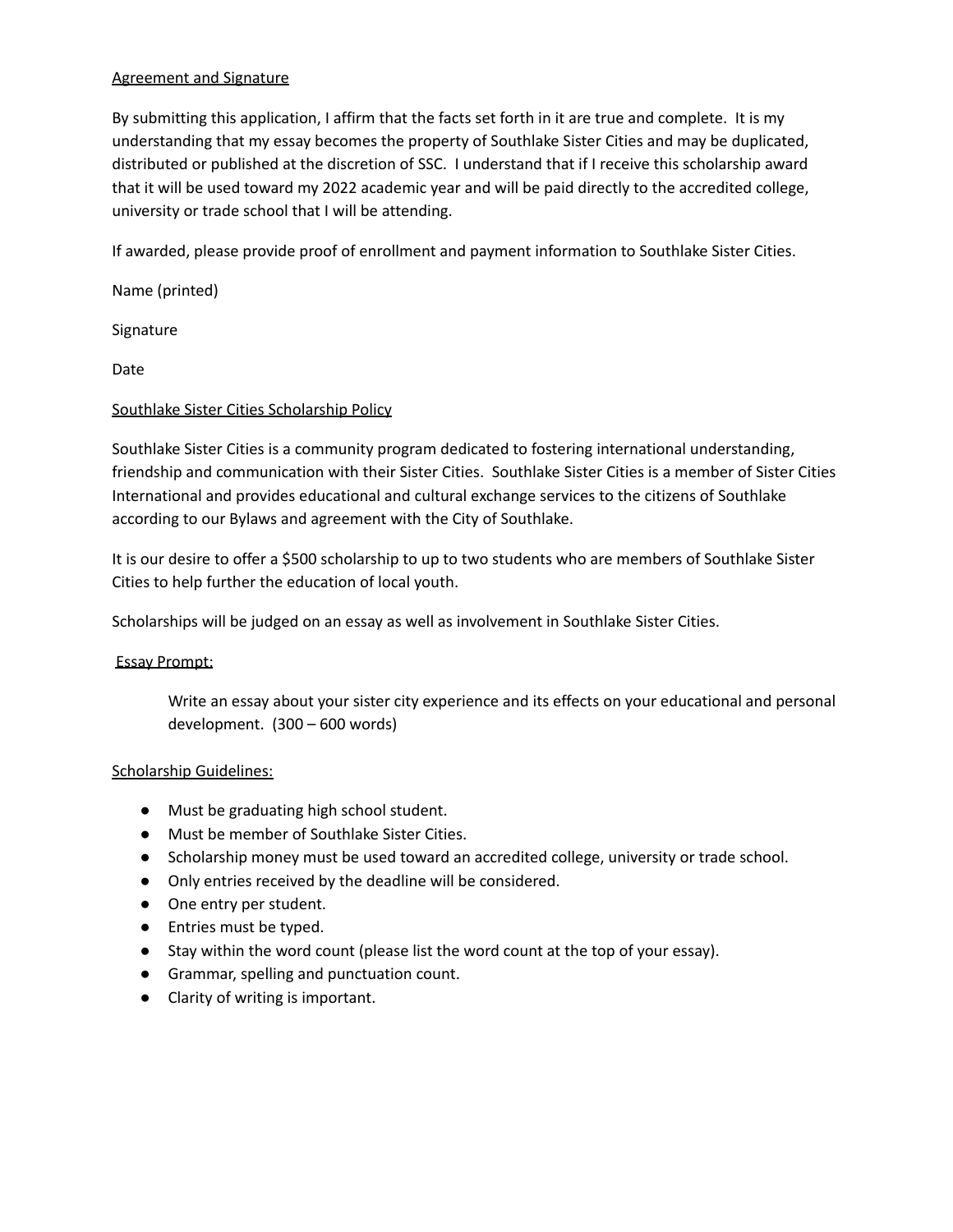## Agreement and Signature

By submitting this application, I affirm that the facts set forth in it are true and complete. It is my understanding that my essay becomes the property of Southlake Sister Cities and may be duplicated, distributed or published at the discretion of SSC. I understand that if I receive this scholarship award that it will be used toward my 2022 academic year and will be paid directly to the accredited college, university or trade school that I will be attending.

If awarded, please provide proof of enrollment and payment information to Southlake Sister Cities.

Name (printed)

Signature

Date

## Southlake Sister Cities Scholarship Policy

Southlake Sister Cities is a community program dedicated to fostering international understanding, friendship and communication with their Sister Cities. Southlake Sister Cities is a member of Sister Cities International and provides educational and cultural exchange services to the citizens of Southlake according to our Bylaws and agreement with the City of Southlake.

It is our desire to offer a $500 scholarship to up to two students who are members of Southlake Sister Cities to help further the education of local youth.

Scholarships will be judged on an essay as well as involvement in Southlake Sister Cities.

### Essay Prompt:

> Write an essay about your sister city experience and its effects on your educational and personal development. (300 – 600 words)

### Scholarship Guidelines:

- Must be graduating high school student.
- Must be member of Southlake Sister Cities.
- Scholarship money must be used toward an accredited college, university or trade school.
- Only entries received by the deadline will be considered.
- One entry per student.
- Entries must be typed.
- Stay within the word count (please list the word count at the top of your essay).
- Grammar, spelling and punctuation count.
- Clarity of writing is important.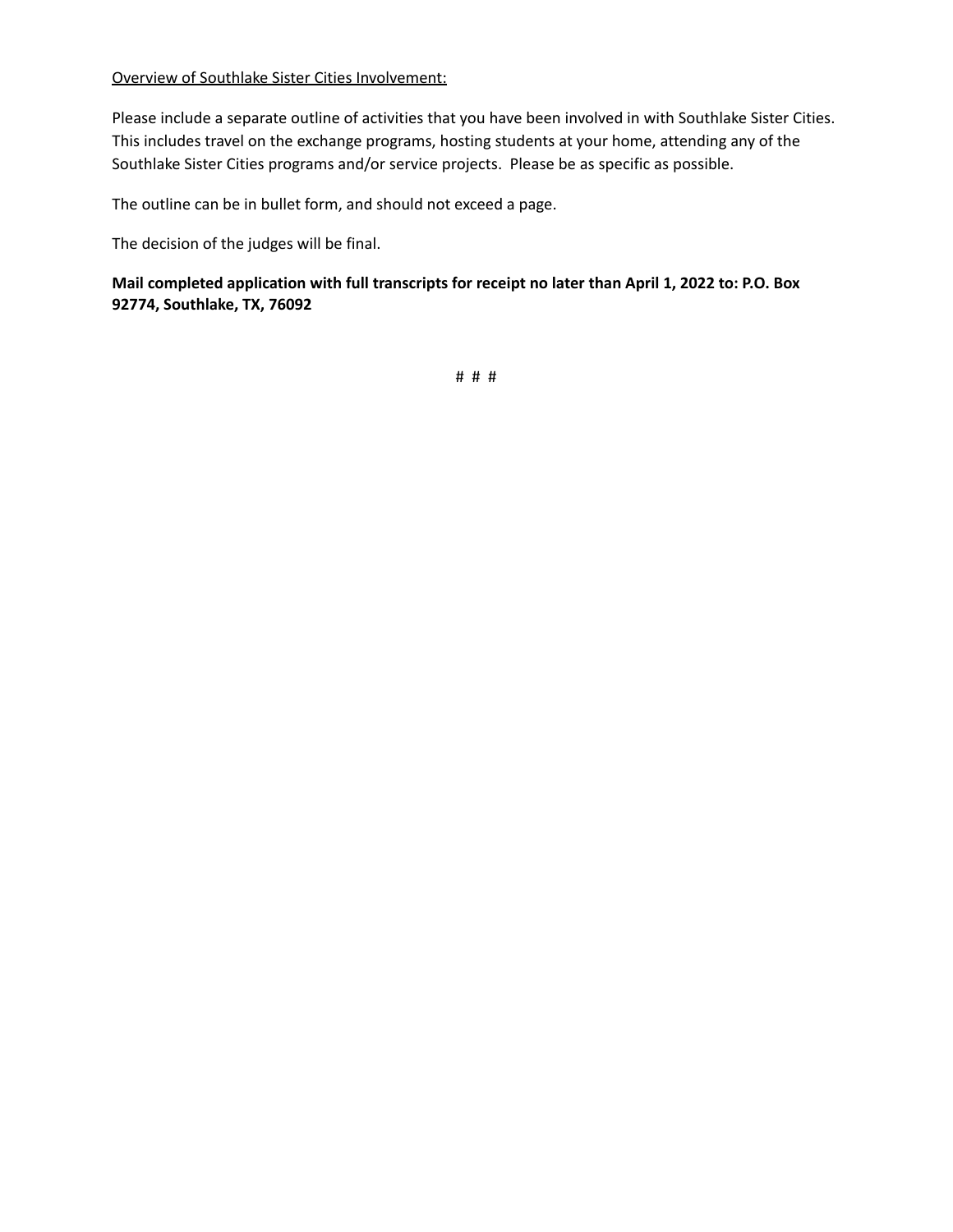<u>Overview of Southlake Sister Cities Involvement:</u>

Please include a separate outline of activities that you have been involved in with Southlake Sister Cities. This includes travel on the exchange programs, hosting students at your home, attending any of the Southlake Sister Cities programs and/or service projects. Please be as specific as possible.

The outline can be in bullet form, and should not exceed a page.

The decision of the judges will be final.

**Mail completed application with full transcripts for receipt no later than April 1, 2022 to: P.O. Box 92774, Southlake, TX, 76092**

# # #